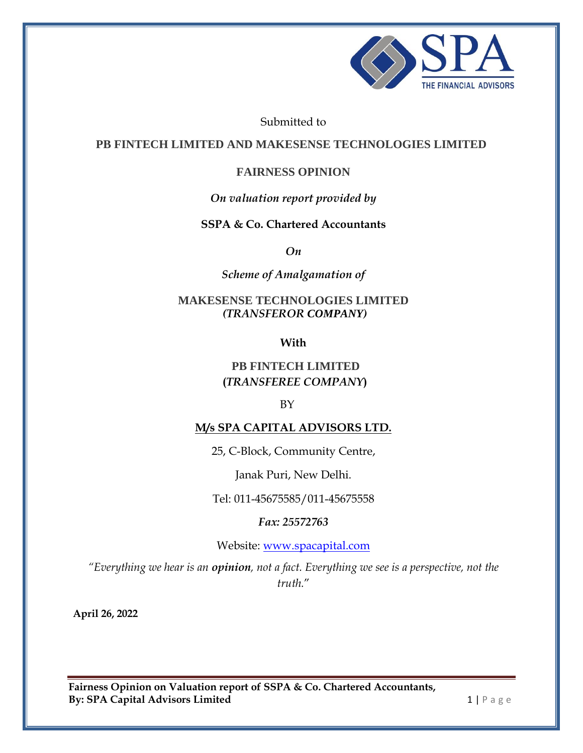Submitted to

**PB FINTECH LIMITED AND MAKESENSE TECHNOLOGIES LIMITED**

# FAIRNESS OPINION

*On valuation report provided by*

**SSPA & Co. Chartered Accountants**

***On***

*Scheme of Amalgamation of*

**MAKESENSE TECHNOLOGIES LIMITED**
***(TRANSFEROR COMPANY)***

**With**

**PB FINTECH LIMITED**
**(*TRANSFEREE COMPANY*)**

BY

**M/s SPA CAPITAL ADVISORS LTD.**

25, C-Block, Community Centre,

Janak Puri, New Delhi.

Tel: 011-45675585/011-45675558

***Fax: 25572763***

Website: www.spacapital.com

*"Everything we hear is an **opinion**, not a fact. Everything we see is a perspective, not the truth."*

**April 26, 2022**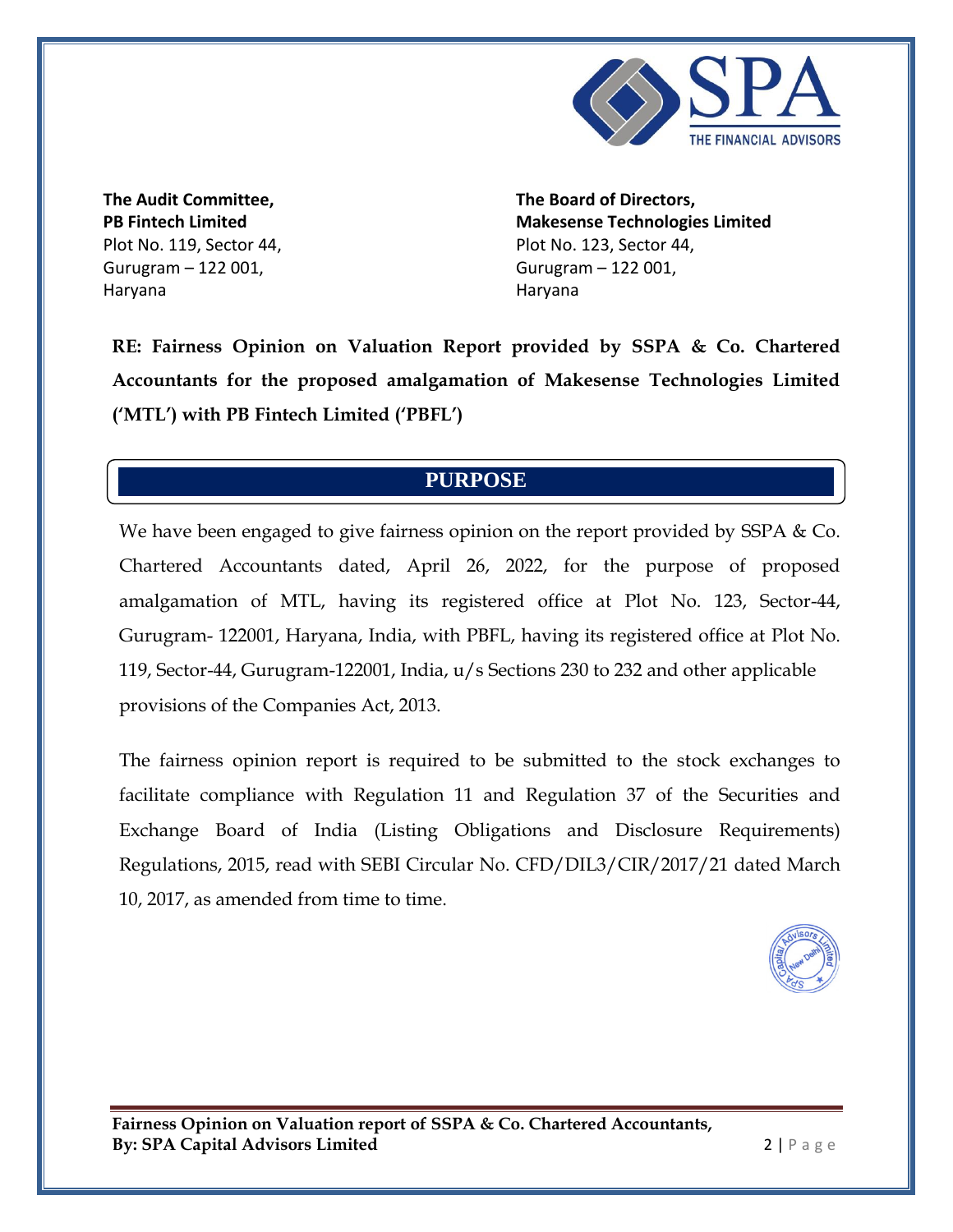**The Audit Committee,**
**PB Fintech Limited**
Plot No. 119, Sector 44,
Gurugram – 122 001,
Haryana

**The Board of Directors,**
**Makesense Technologies Limited**
Plot No. 123, Sector 44,
Gurugram – 122 001,
Haryana

**RE: Fairness Opinion on Valuation Report provided by SSPA & Co. Chartered Accountants for the proposed amalgamation of Makesense Technologies Limited ('MTL') with PB Fintech Limited ('PBFL')**

## PURPOSE

We have been engaged to give fairness opinion on the report provided by SSPA & Co. Chartered Accountants dated, April 26, 2022, for the purpose of proposed amalgamation of MTL, having its registered office at Plot No. 123, Sector-44, Gurugram- 122001, Haryana, India, with PBFL, having its registered office at Plot No. 119, Sector-44, Gurugram-122001, India, u/s Sections 230 to 232 and other applicable provisions of the Companies Act, 2013.

The fairness opinion report is required to be submitted to the stock exchanges to facilitate compliance with Regulation 11 and Regulation 37 of the Securities and Exchange Board of India (Listing Obligations and Disclosure Requirements) Regulations, 2015, read with SEBI Circular No. CFD/DIL3/CIR/2017/21 dated March 10, 2017, as amended from time to time.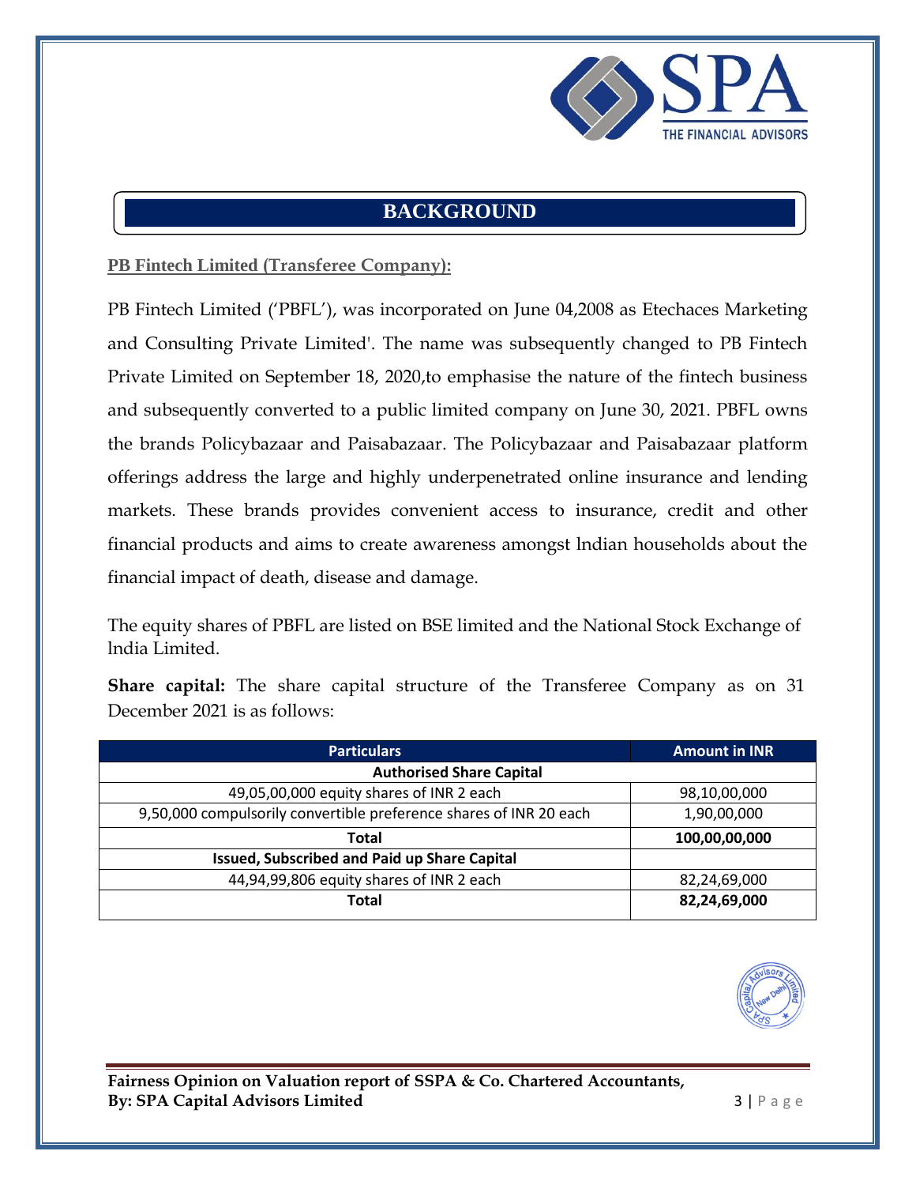# BACKGROUND

**PB Fintech Limited (Transferee Company):**

PB Fintech Limited ('PBFL'), was incorporated on June 04,2008 as Etechaces Marketing and Consulting Private Limited'. The name was subsequently changed to PB Fintech Private Limited on September 18, 2020,to emphasise the nature of the fintech business and subsequently converted to a public limited company on June 30, 2021. PBFL owns the brands Policybazaar and Paisabazaar. The Policybazaar and Paisabazaar platform offerings address the large and highly underpenetrated online insurance and lending markets. These brands provides convenient access to insurance, credit and other financial products and aims to create awareness amongst lndian households about the financial impact of death, disease and damage.

The equity shares of PBFL are listed on BSE limited and the National Stock Exchange of lndia Limited.

**Share capital:** The share capital structure of the Transferee Company as on 31 December 2021 is as follows:

| Particulars | Amount in INR |
|---|---|
| **Authorised Share Capital** | |
| 49,05,00,000 equity shares of INR 2 each | 98,10,00,000 |
| 9,50,000 compulsorily convertible preference shares of INR 20 each | 1,90,00,000 |
| **Total** | **100,00,00,000** |
| **Issued, Subscribed and Paid up Share Capital** | |
| 44,94,99,806 equity shares of INR 2 each | 82,24,69,000 |
| **Total** | **82,24,69,000** |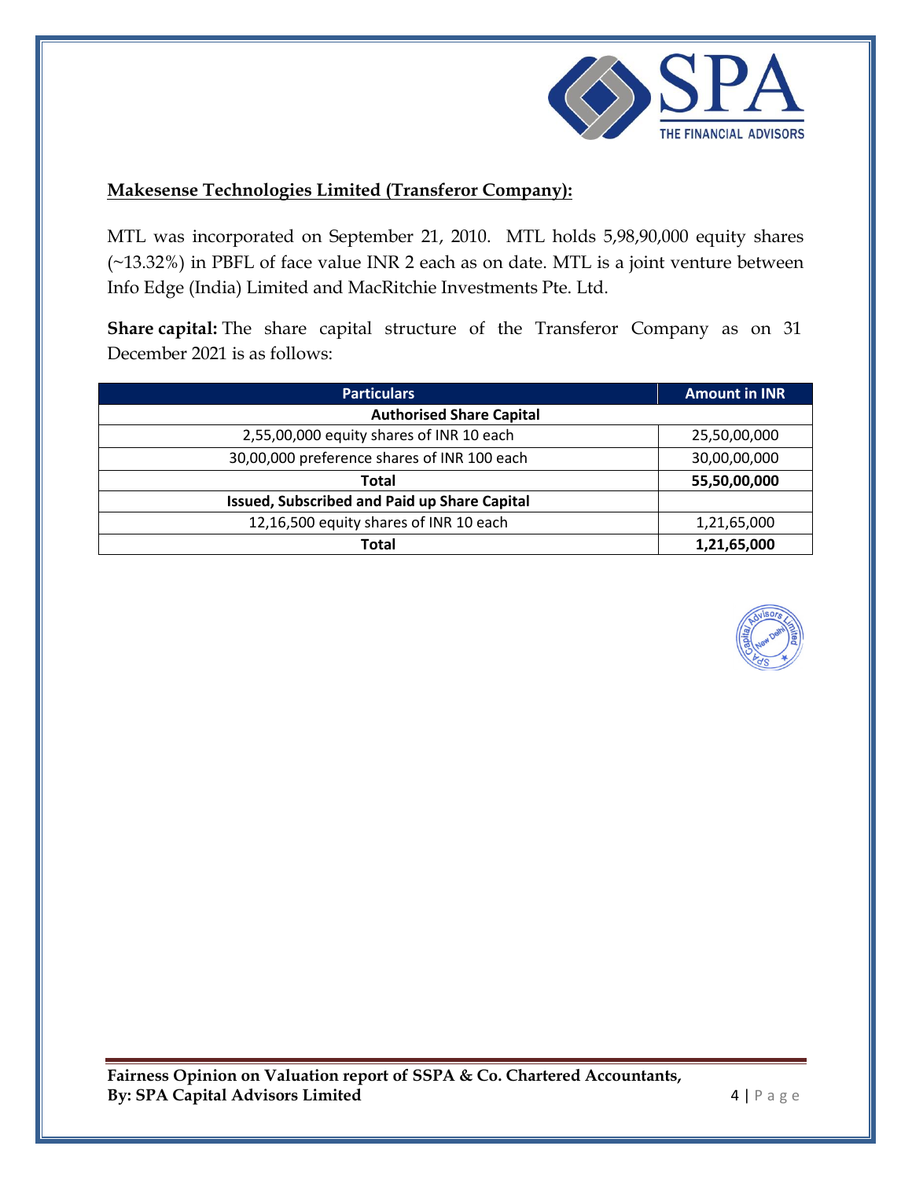**Makesense Technologies Limited (Transferor Company):**

MTL was incorporated on September 21, 2010. MTL holds 5,98,90,000 equity shares (~13.32%) in PBFL of face value INR 2 each as on date. MTL is a joint venture between Info Edge (India) Limited and MacRitchie Investments Pte. Ltd.

**Share capital:** The share capital structure of the Transferor Company as on 31 December 2021 is as follows:

| Particulars | Amount in INR |
|---|---|
| **Authorised Share Capital** | |
| 2,55,00,000 equity shares of INR 10 each | 25,50,00,000 |
| 30,00,000 preference shares of INR 100 each | 30,00,00,000 |
| **Total** | **55,50,00,000** |
| **Issued, Subscribed and Paid up Share Capital** | |
| 12,16,500 equity shares of INR 10 each | 1,21,65,000 |
| **Total** | **1,21,65,000** |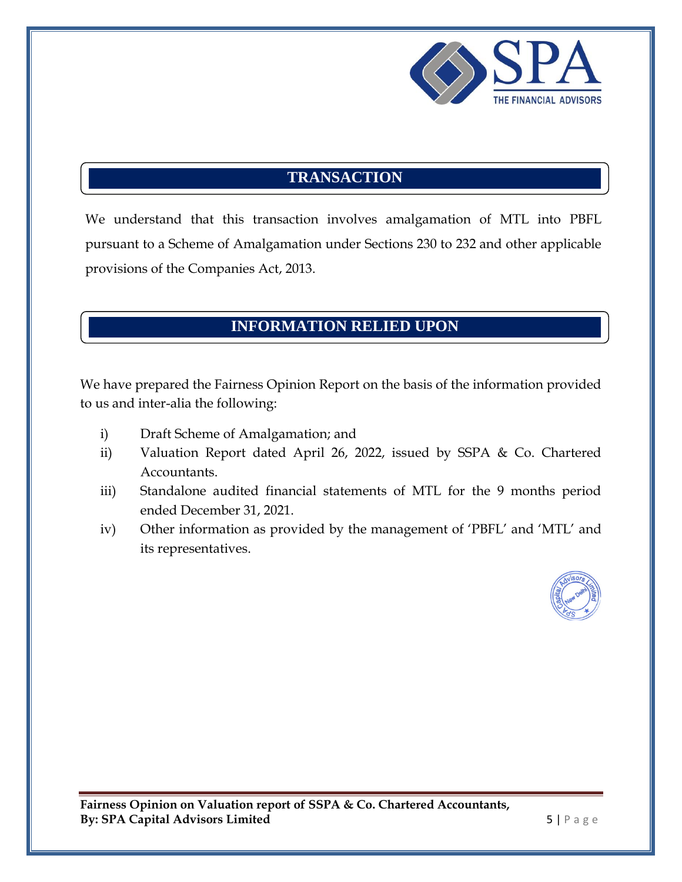## TRANSACTION

We understand that this transaction involves amalgamation of MTL into PBFL pursuant to a Scheme of Amalgamation under Sections 230 to 232 and other applicable provisions of the Companies Act, 2013.

## INFORMATION RELIED UPON

We have prepared the Fairness Opinion Report on the basis of the information provided to us and inter-alia the following:

i) Draft Scheme of Amalgamation; and
ii) Valuation Report dated April 26, 2022, issued by SSPA & Co. Chartered Accountants.
iii) Standalone audited financial statements of MTL for the 9 months period ended December 31, 2021.
iv) Other information as provided by the management of 'PBFL' and 'MTL' and its representatives.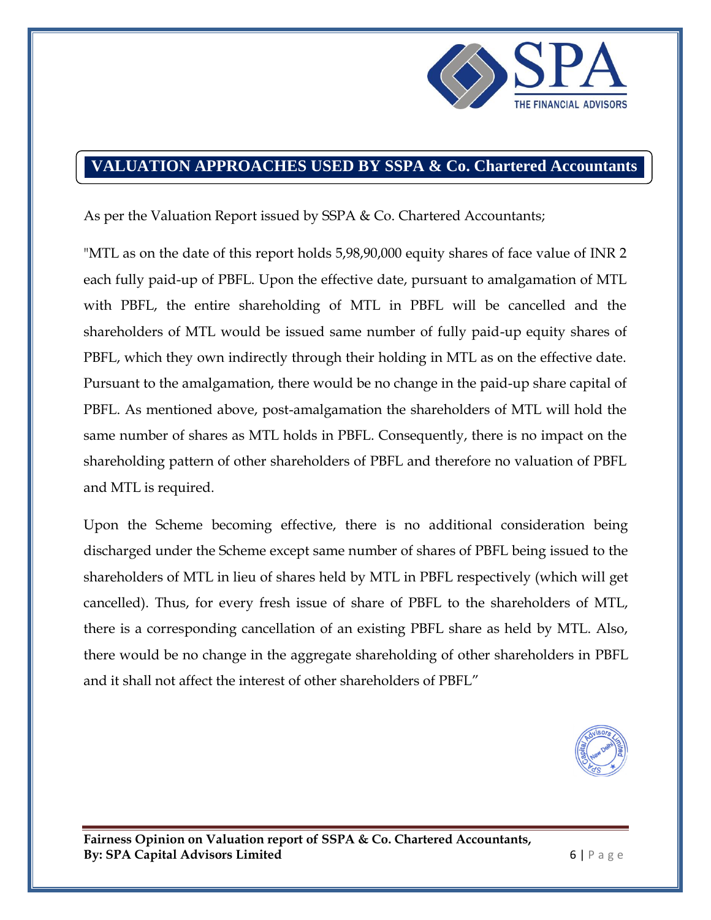## VALUATION APPROACHES USED BY SSPA & Co. Chartered Accountants

As per the Valuation Report issued by SSPA & Co. Chartered Accountants;

"MTL as on the date of this report holds 5,98,90,000 equity shares of face value of INR 2 each fully paid-up of PBFL. Upon the effective date, pursuant to amalgamation of MTL with PBFL, the entire shareholding of MTL in PBFL will be cancelled and the shareholders of MTL would be issued same number of fully paid-up equity shares of PBFL, which they own indirectly through their holding in MTL as on the effective date. Pursuant to the amalgamation, there would be no change in the paid-up share capital of PBFL. As mentioned above, post-amalgamation the shareholders of MTL will hold the same number of shares as MTL holds in PBFL. Consequently, there is no impact on the shareholding pattern of other shareholders of PBFL and therefore no valuation of PBFL and MTL is required.

Upon the Scheme becoming effective, there is no additional consideration being discharged under the Scheme except same number of shares of PBFL being issued to the shareholders of MTL in lieu of shares held by MTL in PBFL respectively (which will get cancelled). Thus, for every fresh issue of share of PBFL to the shareholders of MTL, there is a corresponding cancellation of an existing PBFL share as held by MTL. Also, there would be no change in the aggregate shareholding of other shareholders in PBFL and it shall not affect the interest of other shareholders of PBFL"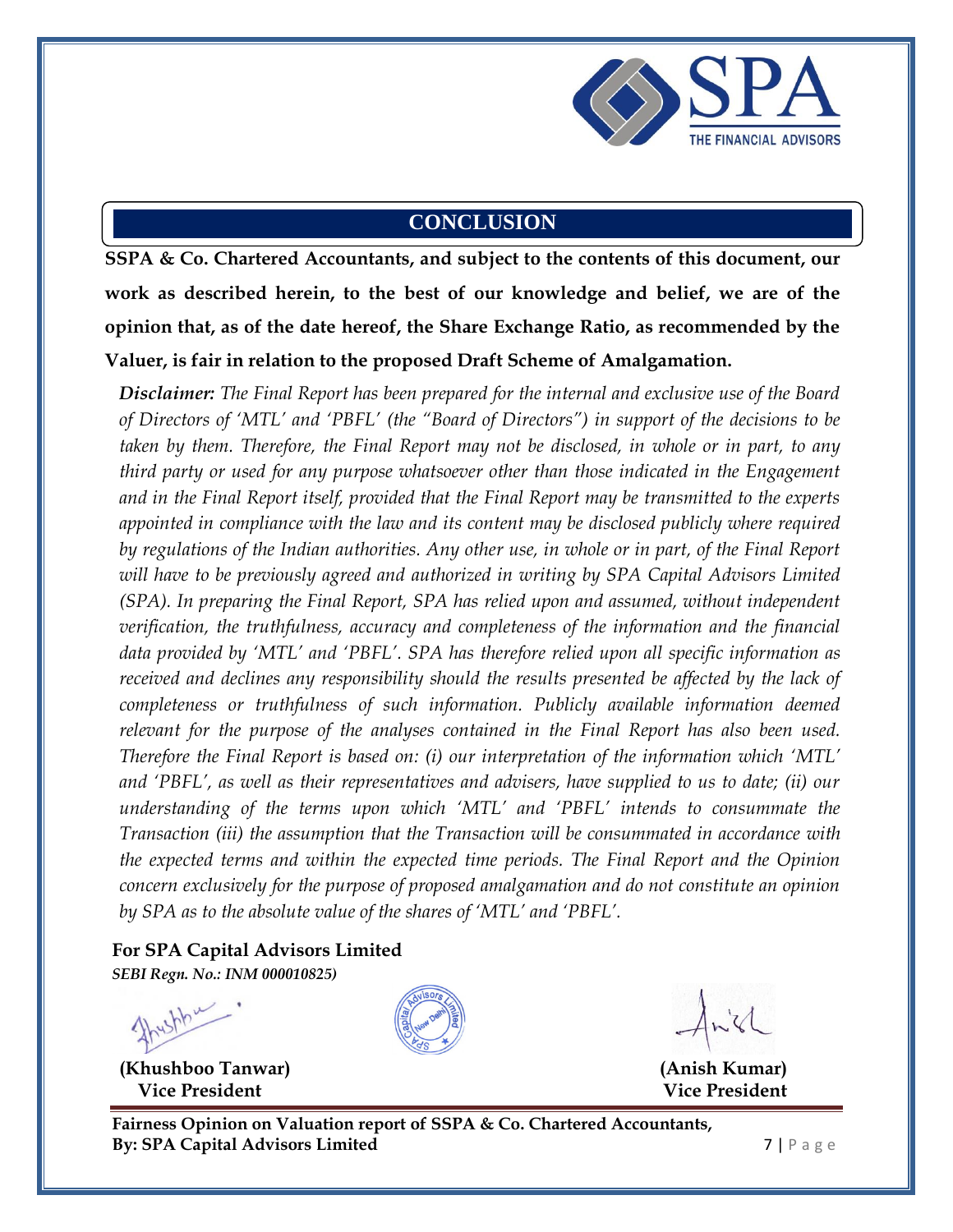## CONCLUSION

**SSPA & Co. Chartered Accountants, and subject to the contents of this document, our work as described herein, to the best of our knowledge and belief, we are of the opinion that, as of the date hereof, the Share Exchange Ratio, as recommended by the Valuer, is fair in relation to the proposed Draft Scheme of Amalgamation.**

***Disclaimer:*** *The Final Report has been prepared for the internal and exclusive use of the Board of Directors of 'MTL' and 'PBFL' (the "Board of Directors") in support of the decisions to be taken by them. Therefore, the Final Report may not be disclosed, in whole or in part, to any third party or used for any purpose whatsoever other than those indicated in the Engagement and in the Final Report itself, provided that the Final Report may be transmitted to the experts appointed in compliance with the law and its content may be disclosed publicly where required by regulations of the Indian authorities. Any other use, in whole or in part, of the Final Report will have to be previously agreed and authorized in writing by SPA Capital Advisors Limited (SPA). In preparing the Final Report, SPA has relied upon and assumed, without independent verification, the truthfulness, accuracy and completeness of the information and the financial data provided by 'MTL' and 'PBFL'. SPA has therefore relied upon all specific information as received and declines any responsibility should the results presented be affected by the lack of completeness or truthfulness of such information. Publicly available information deemed relevant for the purpose of the analyses contained in the Final Report has also been used. Therefore the Final Report is based on: (i) our interpretation of the information which 'MTL' and 'PBFL', as well as their representatives and advisers, have supplied to us to date; (ii) our understanding of the terms upon which 'MTL' and 'PBFL' intends to consummate the Transaction (iii) the assumption that the Transaction will be consummated in accordance with the expected terms and within the expected time periods. The Final Report and the Opinion concern exclusively for the purpose of proposed amalgamation and do not constitute an opinion by SPA as to the absolute value of the shares of 'MTL' and 'PBFL'.*

**For SPA Capital Advisors Limited**
***SEBI Regn. No.: INM 000010825)***

**(Khushboo Tanwar)**
**Vice President**

**(Anish Kumar)**
**Vice President**